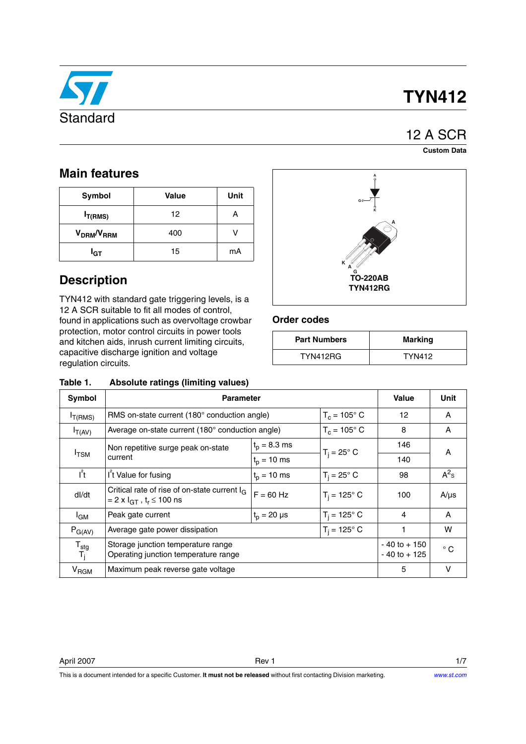# TYN412

Standard

## 12 A SCR

**Custom Data**

## Main features

| Symbol | Value | Unit |
|---|---|---|
| $I_{T(RMS)}$ | 12 | A |
| $V_{DRM}/V_{RRM}$ | 400 | V |
| $I_{GT}$ | 15 | mA |

## Description

TYN412 with standard gate triggering levels, is a 12 A SCR suitable to fit all modes of control, found in applications such as overvoltage crowbar protection, motor control circuits in power tools and kitchen aids, inrush current limiting circuits, capacitive discharge ignition and voltage regulation circuits.

A G K

A K A G

TO-220AB
TYN412RG

## Order codes

| Part Numbers | Marking |
|---|---|
| TYN412RG | TYN412 |

**Table 1. Absolute ratings (limiting values)**

| Symbol | Parameter | | | Value | Unit |
|---|---|---|---|---|---|
| $I_{T(RMS)}$ | RMS on-state current (180° conduction angle) | | $T_c$ = 105° C | 12 | A |
| $I_{T(AV)}$ | Average on-state current (180° conduction angle) | | $T_c$ = 105° C | 8 | A |
| $I_{TSM}$ | Non repetitive surge peak on-state current | $t_p$ = 8.3 ms | $T_j$ = 25° C | 146 | A |
| | | $t_p$ = 10 ms | | 140 | |
| $I^2t$ | $I^2t$ Value for fusing | $t_p$ = 10 ms | $T_j$ = 25° C | 98 | $A^2s$ |
| dI/dt | Critical rate of rise of on-state current $I_G$ = 2 x $I_{GT}$ , $t_r \leq$ 100 ns | F = 60 Hz | $T_j$ = 125° C | 100 | A/µs |
| $I_{GM}$ | Peak gate current | $t_p$ = 20 µs | $T_j$ = 125° C | 4 | A |
| $P_{G(AV)}$ | Average gate power dissipation | | $T_j$ = 125° C | 1 | W |
| $T_{stg}$ <br> $T_j$ | Storage junction temperature range <br> Operating junction temperature range | | | - 40 to + 150 <br> - 40 to + 125 | ° C |
| $V_{RGM}$ | Maximum peak reverse gate voltage | | | 5 | V |

April 2007 Rev 1

This is a document intended for a specific Customer. **It must not be released** without first contacting Division marketing.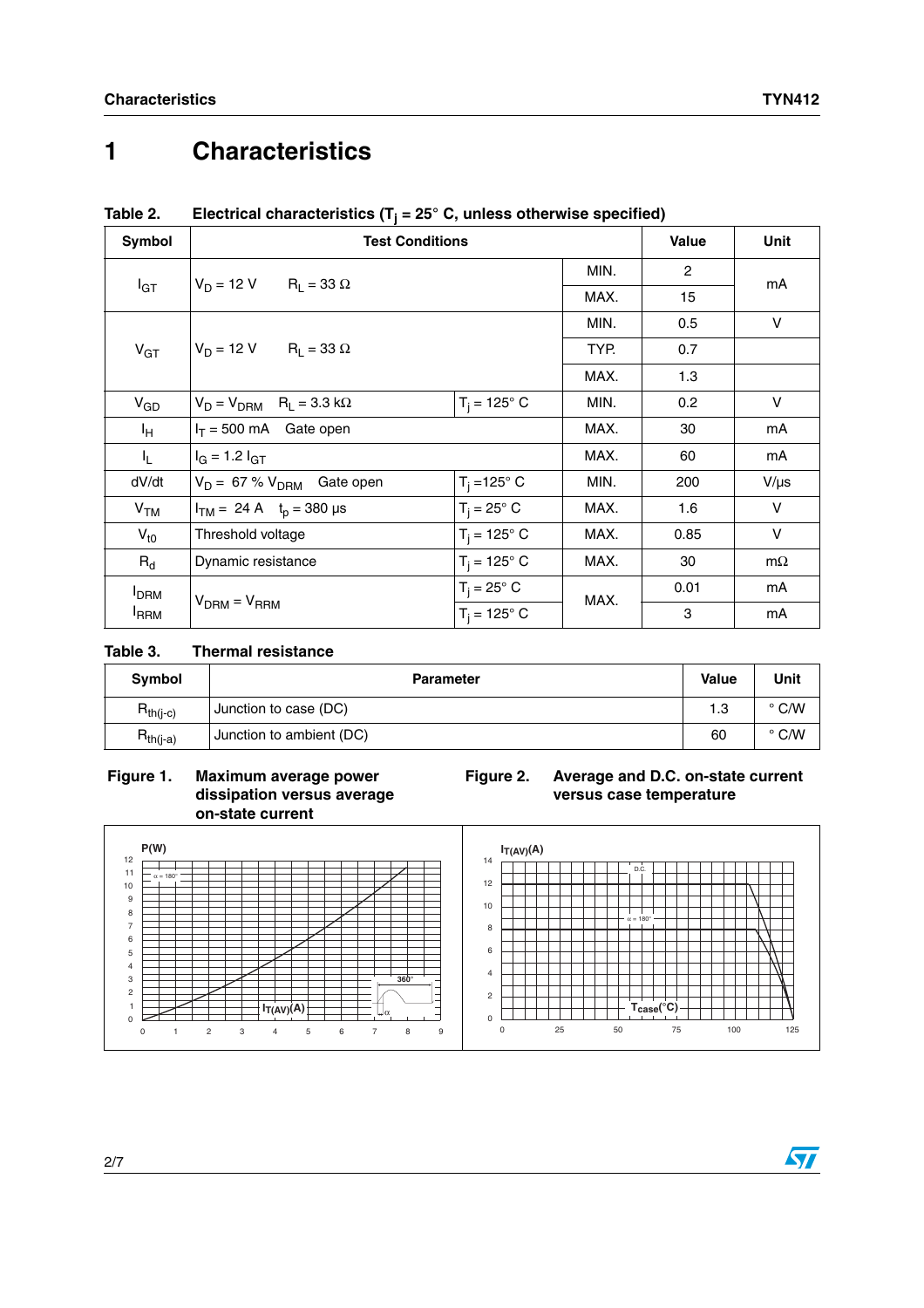# 1 Characteristics

**Table 2. Electrical characteristics ($T_j$ = 25° C, unless otherwise specified)**

| Symbol | Test Conditions | | | Value | Unit |
|---|---|---|---|---|---|
| $I_{GT}$ | $V_D$ = 12 V $R_L$ = 33 Ω | | MIN. | 2 | mA |
| | | | MAX. | 15 | |
| $V_{GT}$ | $V_D$ = 12 V $R_L$ = 33 Ω | | MIN. | 0.5 | V |
| | | | TYP. | 0.7 | |
| | | | MAX. | 1.3 | |
| $V_{GD}$ | $V_D = V_{DRM}$ $R_L$ = 3.3 kΩ | $T_j$ = 125° C | MIN. | 0.2 | V |
| $I_H$ | $I_T$ = 500 mA Gate open | | MAX. | 30 | mA |
| $I_L$ | $I_G$ = 1.2 $I_{GT}$ | | MAX. | 60 | mA |
| dV/dt | $V_D$ = 67 % $V_{DRM}$ Gate open | $T_j$ =125° C | MIN. | 200 | V/µs |
| $V_{TM}$ | $I_{TM}$ = 24 A $t_p$ = 380 µs | $T_j$ = 25° C | MAX. | 1.6 | V |
| $V_{t0}$ | Threshold voltage | $T_j$ = 125° C | MAX. | 0.85 | V |
| $R_d$ | Dynamic resistance | $T_j$ = 125° C | MAX. | 30 | mΩ |
| $I_{DRM}$ $I_{RRM}$ | $V_{DRM} = V_{RRM}$ | $T_j$ = 25° C | MAX. | 0.01 | mA |
| | | $T_j$ = 125° C | | 3 | mA |

**Table 3. Thermal resistance**

| Symbol | Parameter | Value | Unit |
|---|---|---|---|
| $R_{th(j-c)}$ | Junction to case (DC) | 1.3 | ° C/W |
| $R_{th(j-a)}$ | Junction to ambient (DC) | 60 | ° C/W |

**Figure 1. Maximum average power dissipation versus average on-state current**

**Figure 2. Average and D.C. on-state current versus case temperature**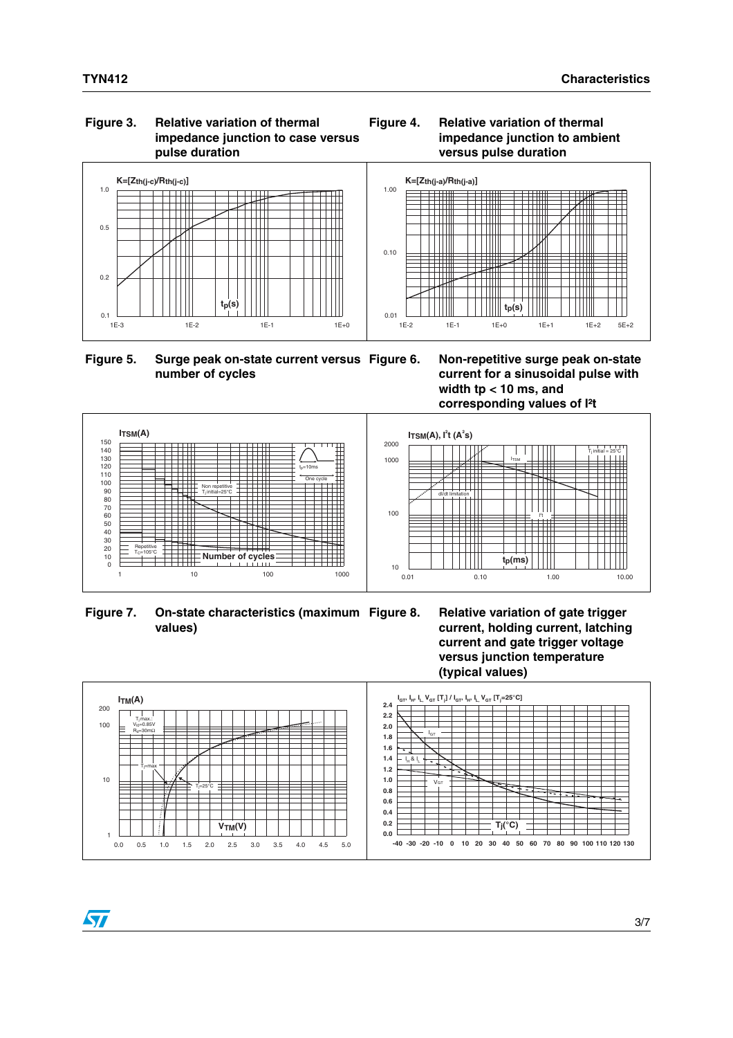**Figure 3. Relative variation of thermal impedance junction to case versus pulse duration**

K=[Zth(j-c)/Rth(j-c)]

1.0

0.5

0.2

0.1

1E-3 1E-2 1E-1 1E+0

tp(s)

**Figure 4. Relative variation of thermal impedance junction to ambient versus pulse duration**

K=[Zth(j-a)/Rth(j-a)]

1.00

0.10

0.01

1E-2 1E-1 1E+0 1E+1 1E+2 5E+2

tp(s)

**Figure 5. Surge peak on-state current versus number of cycles**

ITSM(A)

150 140 130 120 110 100 90 80 70 60 50 40 30 20 10 0

tp=10ms

One cycle

Non repetitive Tj initial=25°C

Repetitive TC=105°C

Number of cycles

1 10 100 1000

**Figure 6. Non-repetitive surge peak on-state current for a sinusoidal pulse with width tp < 10 ms, and corresponding values of I²t**

ITSM(A), I²t (A²s)

2000 1000 100 10

Tj initial = 25°C

ITSM

dI/dt limitation

I²t

tp(ms)

0.01 0.10 1.00 10.00

**Figure 7. On-state characteristics (maximum values)**

ITM(A)

200 100 10 1

Tj max.: Vto=0.85V Rd=30mΩ

Tj=max

Tj=25°C

VTM(V)

0.0 0.5 1.0 1.5 2.0 2.5 3.0 3.5 4.0 4.5 5.0

**Figure 8. Relative variation of gate trigger current, holding current, latching current and gate trigger voltage versus junction temperature (typical values)**

IGT, IH, IL, VGT [Tj] / IGT, IH, IL, VGT [Tj=25°C]

2.4 2.2 2.0 1.8 1.6 1.4 1.2 1.0 0.8 0.6 0.4 0.2 0.0

IGT

IH & IL

VGT

Tj(°C)

-40 -30 -20 -10 0 10 20 30 40 50 60 70 80 90 100 110 120 130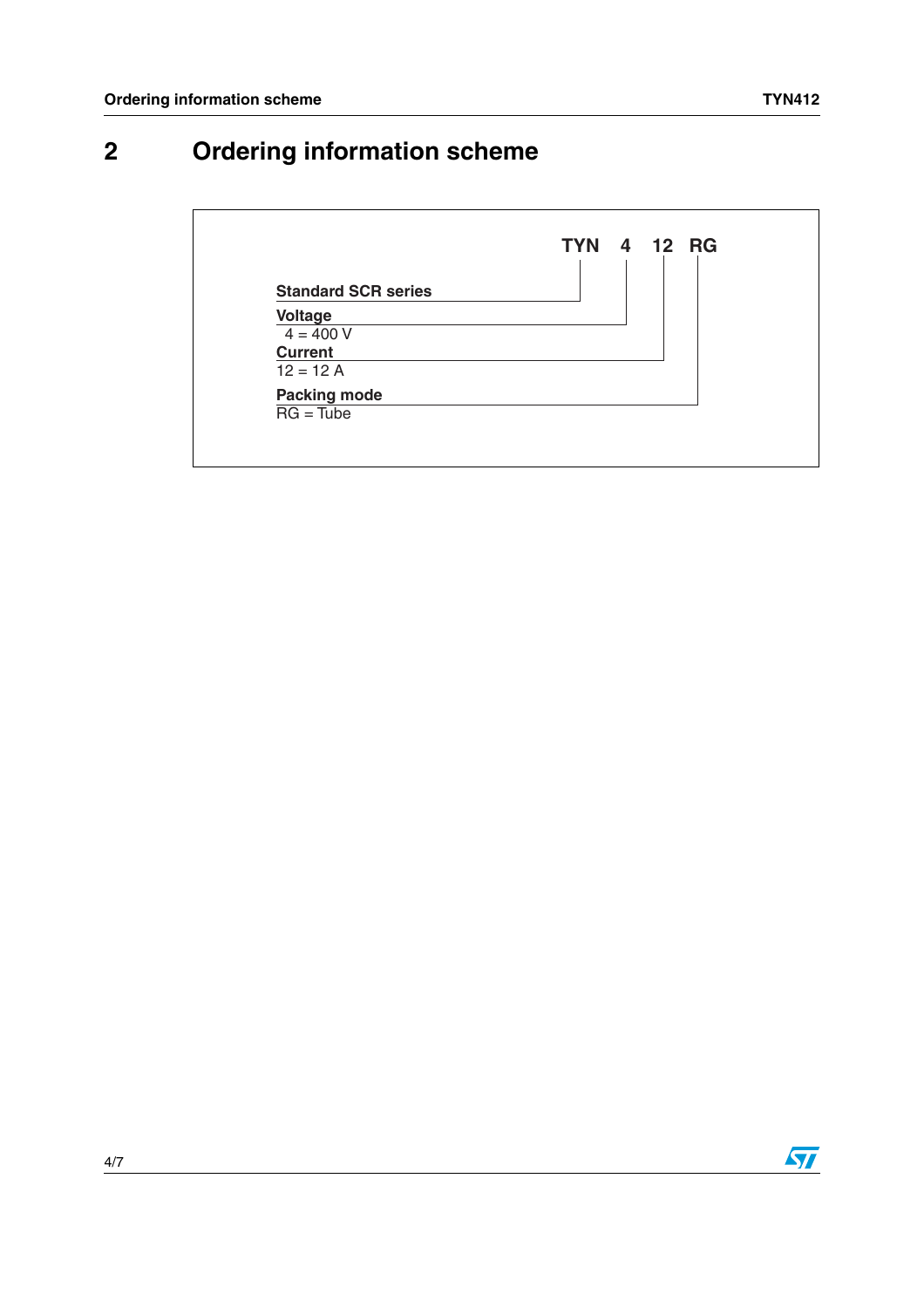## 2 Ordering information scheme

**TYN 4 12 RG**

- **Standard SCR series** — TYN
- **Voltage** — 4
  - 4 = 400 V
- **Current** — 12
  - 12 = 12 A
- **Packing mode** — RG
  - RG = Tube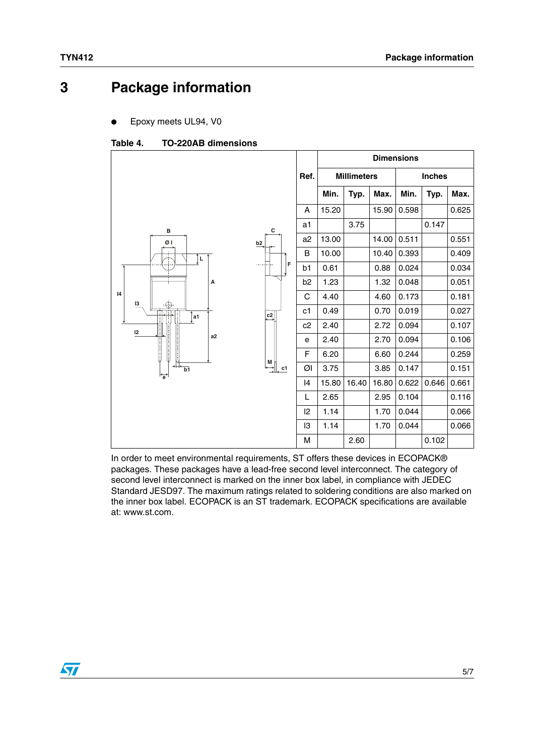# 3 Package information

- Epoxy meets UL94, V0

**Table 4. TO-220AB dimensions**

| Ref. | Dimensions | | | | | |
|---|---|---|---|---|---|---|
| | Millimeters | | | Inches | | |
| | Min. | Typ. | Max. | Min. | Typ. | Max. |
| A | 15.20 | | 15.90 | 0.598 | | 0.625 |
| a1 | | 3.75 | | | 0.147 | |
| a2 | 13.00 | | 14.00 | 0.511 | | 0.551 |
| B | 10.00 | | 10.40 | 0.393 | | 0.409 |
| b1 | 0.61 | | 0.88 | 0.024 | | 0.034 |
| b2 | 1.23 | | 1.32 | 0.048 | | 0.051 |
| C | 4.40 | | 4.60 | 0.173 | | 0.181 |
| c1 | 0.49 | | 0.70 | 0.019 | | 0.027 |
| c2 | 2.40 | | 2.72 | 0.094 | | 0.107 |
| e | 2.40 | | 2.70 | 0.094 | | 0.106 |
| F | 6.20 | | 6.60 | 0.244 | | 0.259 |
| ØI | 3.75 | | 3.85 | 0.147 | | 0.151 |
| I4 | 15.80 | 16.40 | 16.80 | 0.622 | 0.646 | 0.661 |
| L | 2.65 | | 2.95 | 0.104 | | 0.116 |
| l2 | 1.14 | | 1.70 | 0.044 | | 0.066 |
| l3 | 1.14 | | 1.70 | 0.044 | | 0.066 |
| M | | 2.60 | | | 0.102 | |

In order to meet environmental requirements, ST offers these devices in ECOPACK® packages. These packages have a lead-free second level interconnect. The category of second level interconnect is marked on the inner box label, in compliance with JEDEC Standard JESD97. The maximum ratings related to soldering conditions are also marked on the inner box label. ECOPACK is an ST trademark. ECOPACK specifications are available at: www.st.com.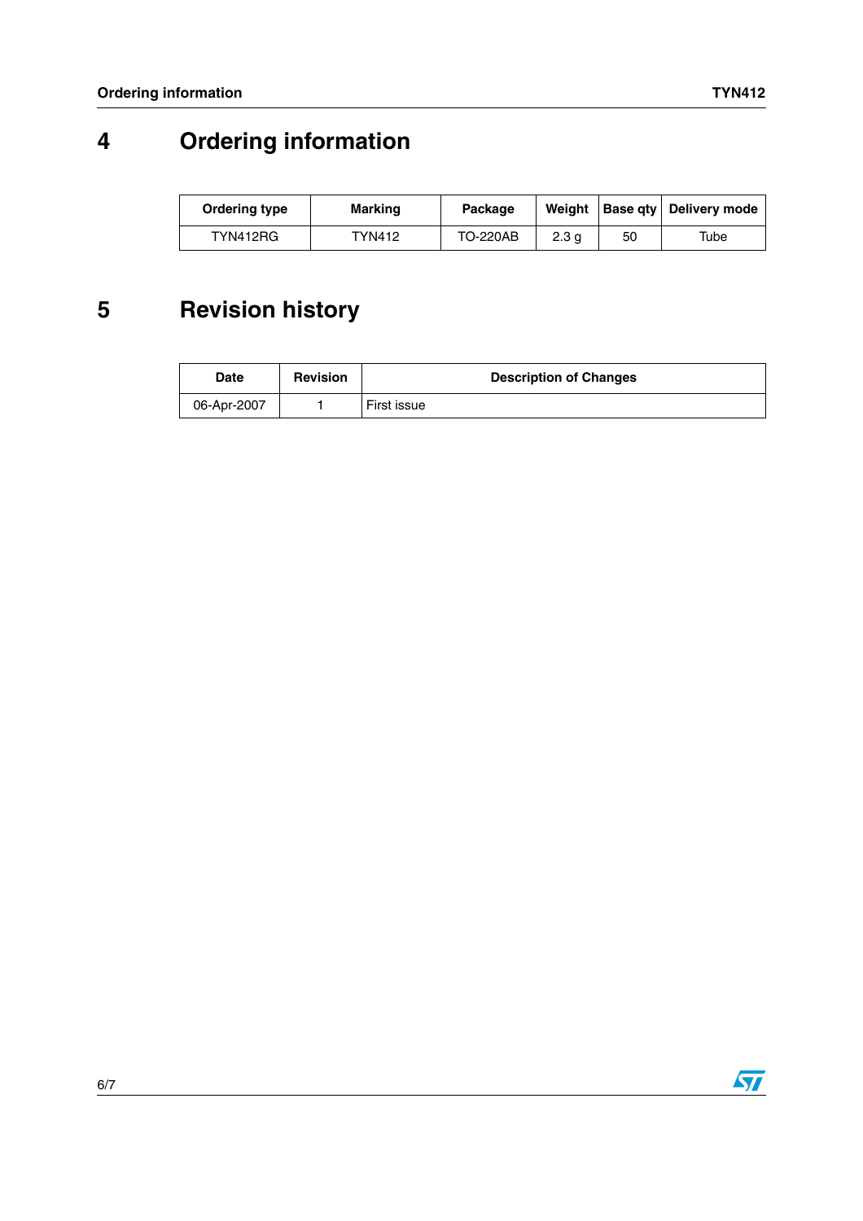## 4 Ordering information

| Ordering type | Marking | Package | Weight | Base qty | Delivery mode |
|---|---|---|---|---|---|
| TYN412RG | TYN412 | TO-220AB | 2.3 g | 50 | Tube |

## 5 Revision history

| Date | Revision | Description of Changes |
|---|---|---|
| 06-Apr-2007 | 1 | First issue |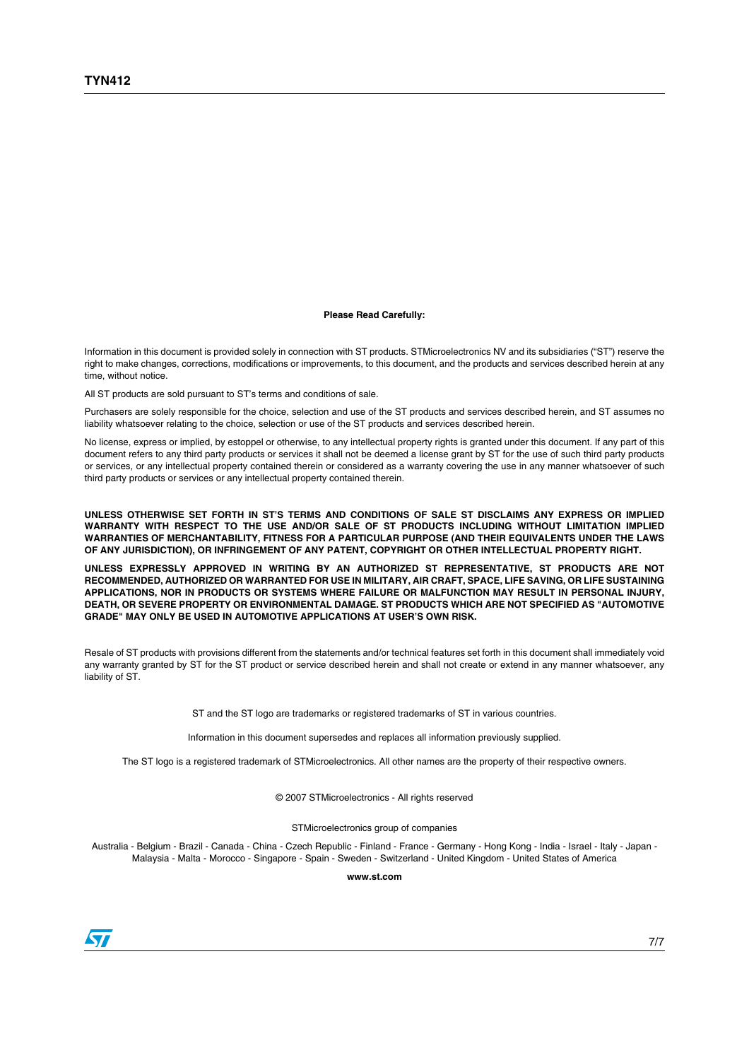**Please Read Carefully:**

Information in this document is provided solely in connection with ST products. STMicroelectronics NV and its subsidiaries ("ST") reserve the right to make changes, corrections, modifications or improvements, to this document, and the products and services described herein at any time, without notice.

All ST products are sold pursuant to ST's terms and conditions of sale.

Purchasers are solely responsible for the choice, selection and use of the ST products and services described herein, and ST assumes no liability whatsoever relating to the choice, selection or use of the ST products and services described herein.

No license, express or implied, by estoppel or otherwise, to any intellectual property rights is granted under this document. If any part of this document refers to any third party products or services it shall not be deemed a license grant by ST for the use of such third party products or services, or any intellectual property contained therein or considered as a warranty covering the use in any manner whatsoever of such third party products or services or any intellectual property contained therein.

**UNLESS OTHERWISE SET FORTH IN ST'S TERMS AND CONDITIONS OF SALE ST DISCLAIMS ANY EXPRESS OR IMPLIED WARRANTY WITH RESPECT TO THE USE AND/OR SALE OF ST PRODUCTS INCLUDING WITHOUT LIMITATION IMPLIED WARRANTIES OF MERCHANTABILITY, FITNESS FOR A PARTICULAR PURPOSE (AND THEIR EQUIVALENTS UNDER THE LAWS OF ANY JURISDICTION), OR INFRINGEMENT OF ANY PATENT, COPYRIGHT OR OTHER INTELLECTUAL PROPERTY RIGHT.**

**UNLESS EXPRESSLY APPROVED IN WRITING BY AN AUTHORIZED ST REPRESENTATIVE, ST PRODUCTS ARE NOT RECOMMENDED, AUTHORIZED OR WARRANTED FOR USE IN MILITARY, AIR CRAFT, SPACE, LIFE SAVING, OR LIFE SUSTAINING APPLICATIONS, NOR IN PRODUCTS OR SYSTEMS WHERE FAILURE OR MALFUNCTION MAY RESULT IN PERSONAL INJURY, DEATH, OR SEVERE PROPERTY OR ENVIRONMENTAL DAMAGE. ST PRODUCTS WHICH ARE NOT SPECIFIED AS "AUTOMOTIVE GRADE" MAY ONLY BE USED IN AUTOMOTIVE APPLICATIONS AT USER'S OWN RISK.**

Resale of ST products with provisions different from the statements and/or technical features set forth in this document shall immediately void any warranty granted by ST for the ST product or service described herein and shall not create or extend in any manner whatsoever, any liability of ST.

ST and the ST logo are trademarks or registered trademarks of ST in various countries.

Information in this document supersedes and replaces all information previously supplied.

The ST logo is a registered trademark of STMicroelectronics. All other names are the property of their respective owners.

© 2007 STMicroelectronics - All rights reserved

STMicroelectronics group of companies

Australia - Belgium - Brazil - Canada - China - Czech Republic - Finland - France - Germany - Hong Kong - India - Israel - Italy - Japan - Malaysia - Malta - Morocco - Singapore - Spain - Sweden - Switzerland - United Kingdom - United States of America

**www.st.com**